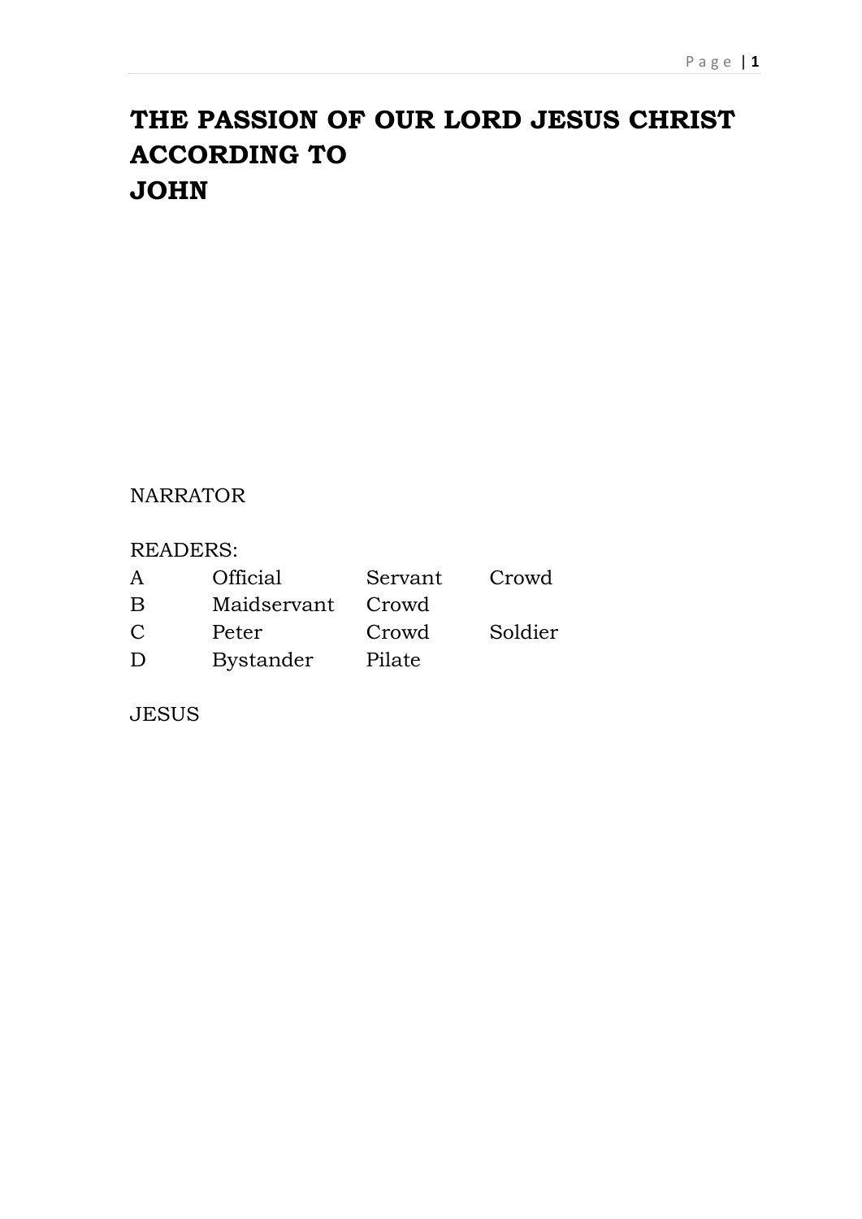# THE PASSION OF OUR LORD JESUS CHRIST ACCORDING TO JOHN

NARRATOR

READERS:

| | | | |
|---|---|---|---|
| A | Official | Servant | Crowd |
| B | Maidservant | Crowd | |
| C | Peter | Crowd | Soldier |
| D | Bystander | Pilate | |

JESUS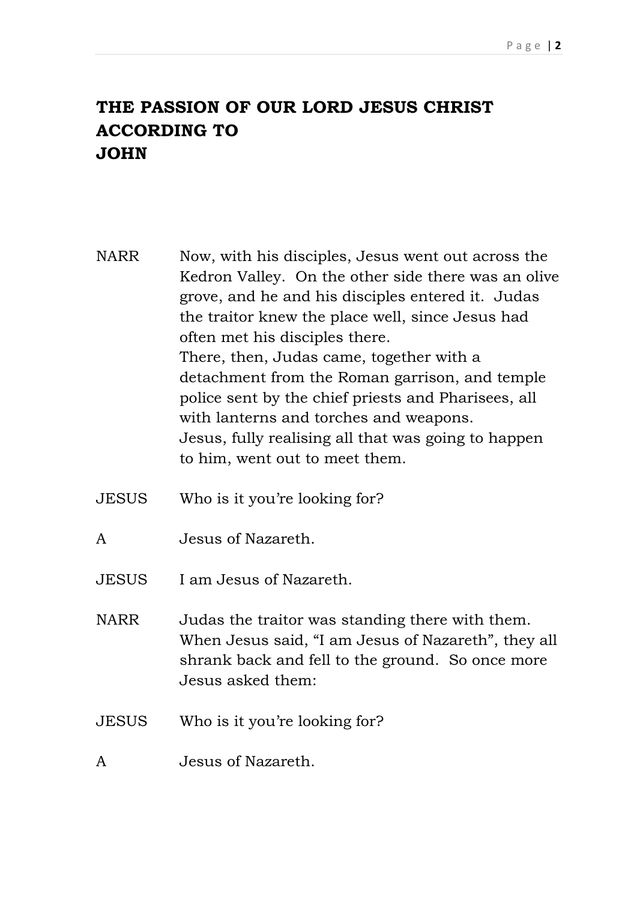# THE PASSION OF OUR LORD JESUS CHRIST ACCORDING TO JOHN

NARR Now, with his disciples, Jesus went out across the Kedron Valley. On the other side there was an olive grove, and he and his disciples entered it. Judas the traitor knew the place well, since Jesus had often met his disciples there.
There, then, Judas came, together with a detachment from the Roman garrison, and temple police sent by the chief priests and Pharisees, all with lanterns and torches and weapons.
Jesus, fully realising all that was going to happen to him, went out to meet them.

JESUS Who is it you're looking for?

A Jesus of Nazareth.

JESUS I am Jesus of Nazareth.

NARR Judas the traitor was standing there with them. When Jesus said, "I am Jesus of Nazareth", they all shrank back and fell to the ground. So once more Jesus asked them:

JESUS Who is it you're looking for?

A Jesus of Nazareth.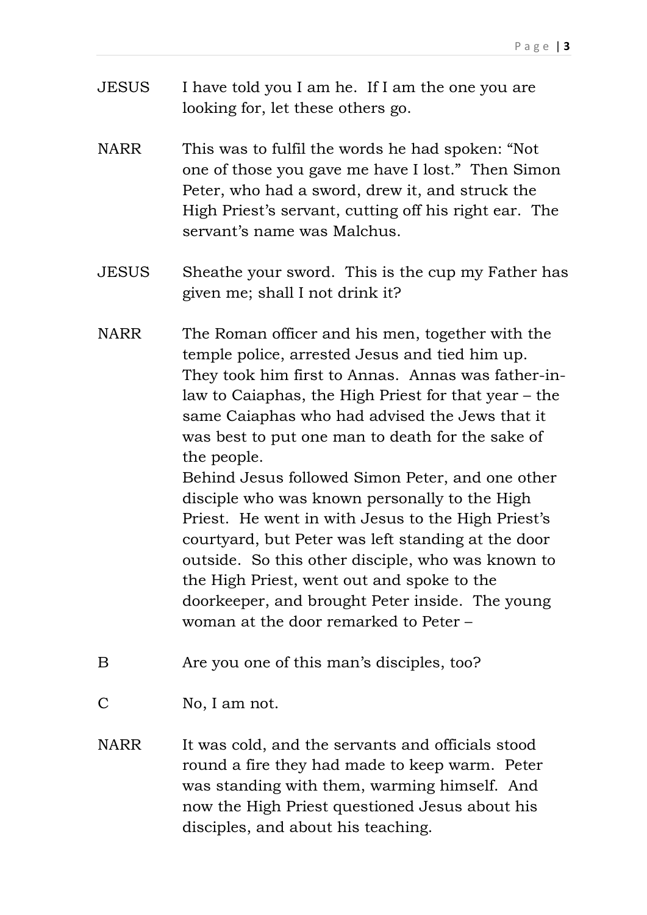JESUS I have told you I am he. If I am the one you are looking for, let these others go.

NARR This was to fulfil the words he had spoken: "Not one of those you gave me have I lost." Then Simon Peter, who had a sword, drew it, and struck the High Priest's servant, cutting off his right ear. The servant's name was Malchus.

JESUS Sheathe your sword. This is the cup my Father has given me; shall I not drink it?

NARR The Roman officer and his men, together with the temple police, arrested Jesus and tied him up. They took him first to Annas. Annas was father-in-law to Caiaphas, the High Priest for that year – the same Caiaphas who had advised the Jews that it was best to put one man to death for the sake of the people.
Behind Jesus followed Simon Peter, and one other disciple who was known personally to the High Priest. He went in with Jesus to the High Priest's courtyard, but Peter was left standing at the door outside. So this other disciple, who was known to the High Priest, went out and spoke to the doorkeeper, and brought Peter inside. The young woman at the door remarked to Peter –

B Are you one of this man's disciples, too?

C No, I am not.

NARR It was cold, and the servants and officials stood round a fire they had made to keep warm. Peter was standing with them, warming himself. And now the High Priest questioned Jesus about his disciples, and about his teaching.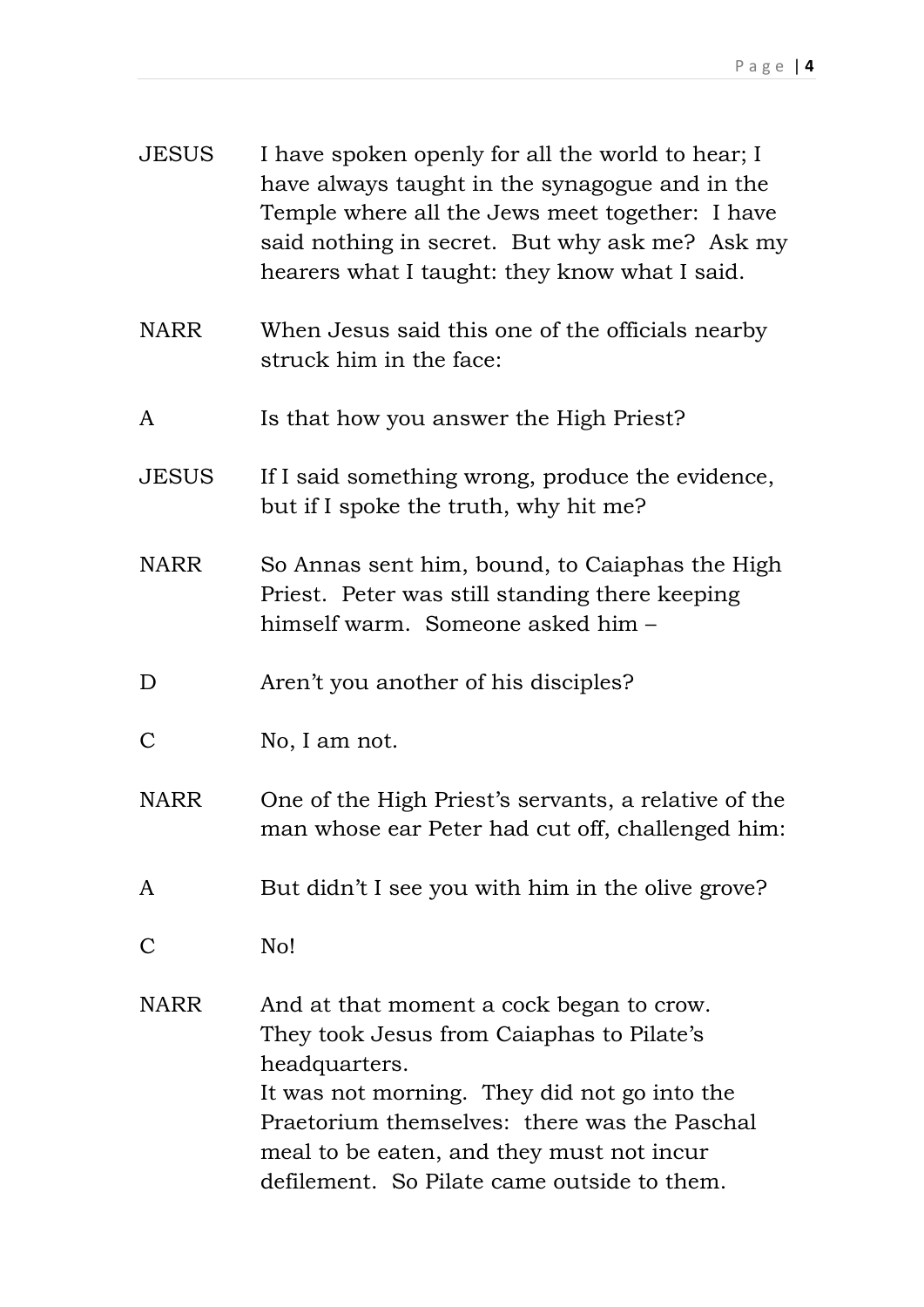JESUS I have spoken openly for all the world to hear; I have always taught in the synagogue and in the Temple where all the Jews meet together: I have said nothing in secret. But why ask me? Ask my hearers what I taught: they know what I said.

NARR When Jesus said this one of the officials nearby struck him in the face:

A Is that how you answer the High Priest?

JESUS If I said something wrong, produce the evidence, but if I spoke the truth, why hit me?

NARR So Annas sent him, bound, to Caiaphas the High Priest. Peter was still standing there keeping himself warm. Someone asked him –

D Aren't you another of his disciples?

C No, I am not.

NARR One of the High Priest's servants, a relative of the man whose ear Peter had cut off, challenged him:

A But didn't I see you with him in the olive grove?

C No!

NARR And at that moment a cock began to crow.
They took Jesus from Caiaphas to Pilate's headquarters.
It was not morning. They did not go into the Praetorium themselves: there was the Paschal meal to be eaten, and they must not incur defilement. So Pilate came outside to them.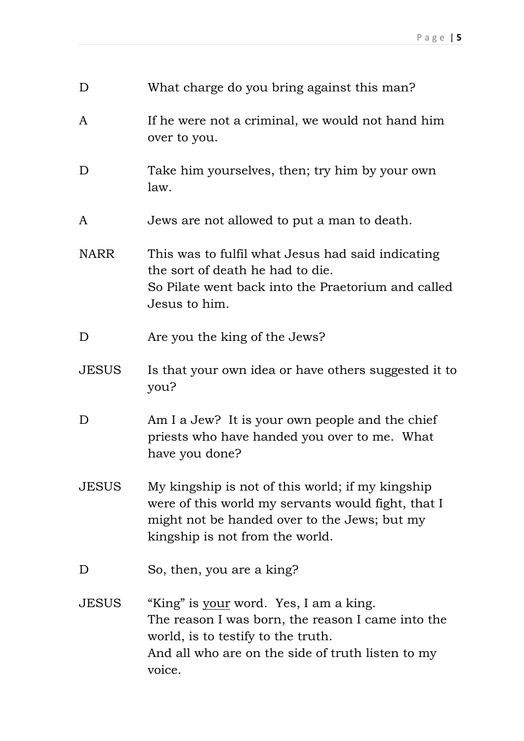| | |
|---|---|
| D | What charge do you bring against this man? |
| A | If he were not a criminal, we would not hand him over to you. |
| D | Take him yourselves, then; try him by your own law. |
| A | Jews are not allowed to put a man to death. |
| NARR | This was to fulfil what Jesus had said indicating the sort of death he had to die.<br>So Pilate went back into the Praetorium and called Jesus to him. |
| D | Are you the king of the Jews? |
| JESUS | Is that your own idea or have others suggested it to you? |
| D | Am I a Jew?  It is your own people and the chief priests who have handed you over to me.  What have you done? |
| JESUS | My kingship is not of this world; if my kingship were of this world my servants would fight, that I might not be handed over to the Jews; but my kingship is not from the world. |
| D | So, then, you are a king? |
| JESUS | "King" is <u>your</u> word.  Yes, I am a king.<br>The reason I was born, the reason I came into the world, is to testify to the truth.<br>And all who are on the side of truth listen to my voice. |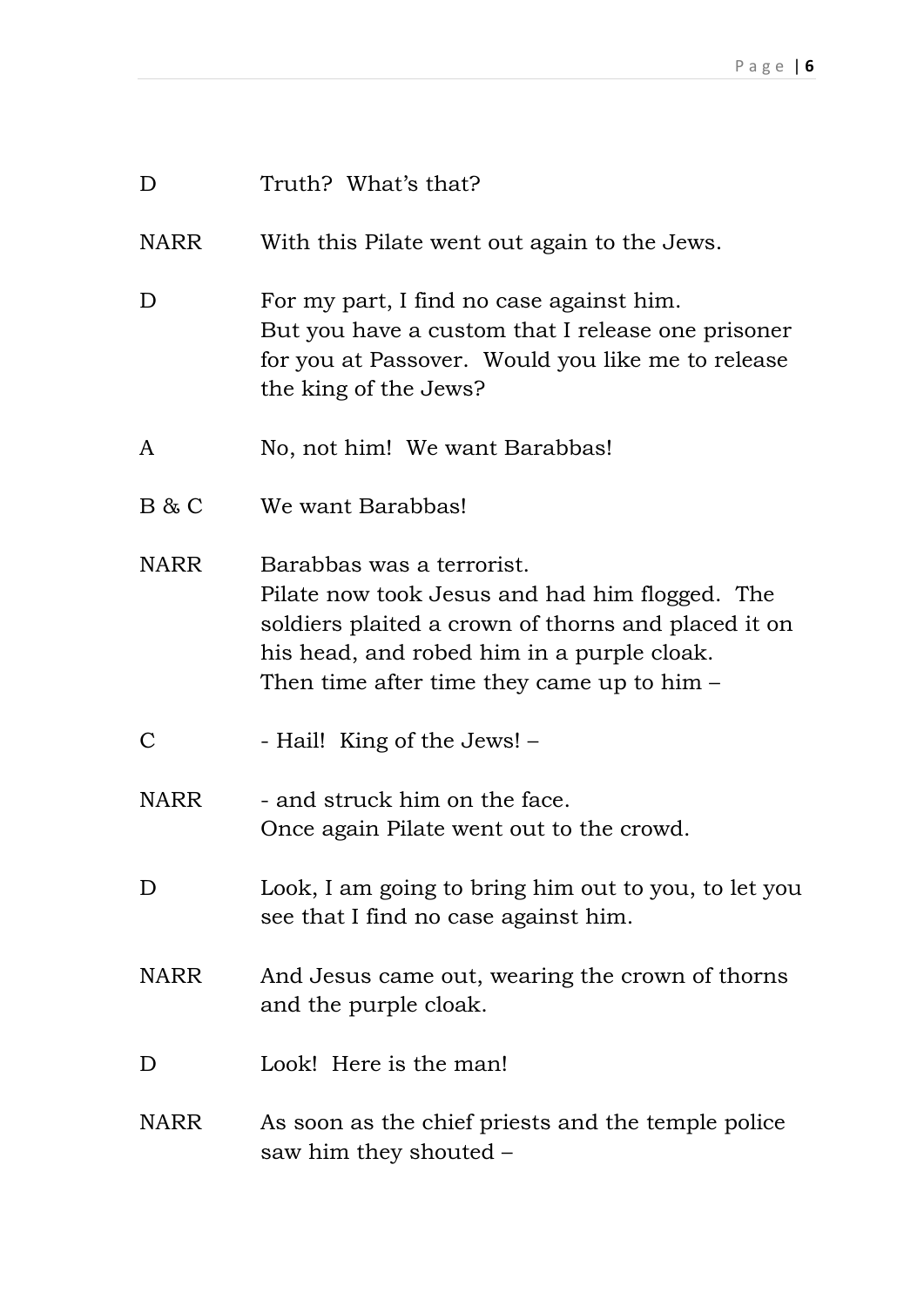| | |
|---|---|
| D | Truth? What's that? |
| NARR | With this Pilate went out again to the Jews. |
| D | For my part, I find no case against him.<br>But you have a custom that I release one prisoner for you at Passover. Would you like me to release the king of the Jews? |
| A | No, not him! We want Barabbas! |
| B & C | We want Barabbas! |
| NARR | Barabbas was a terrorist.<br>Pilate now took Jesus and had him flogged. The soldiers plaited a crown of thorns and placed it on his head, and robed him in a purple cloak.<br>Then time after time they came up to him – |
| C | - Hail! King of the Jews! – |
| NARR | - and struck him on the face.<br>Once again Pilate went out to the crowd. |
| D | Look, I am going to bring him out to you, to let you see that I find no case against him. |
| NARR | And Jesus came out, wearing the crown of thorns and the purple cloak. |
| D | Look! Here is the man! |
| NARR | As soon as the chief priests and the temple police saw him they shouted – |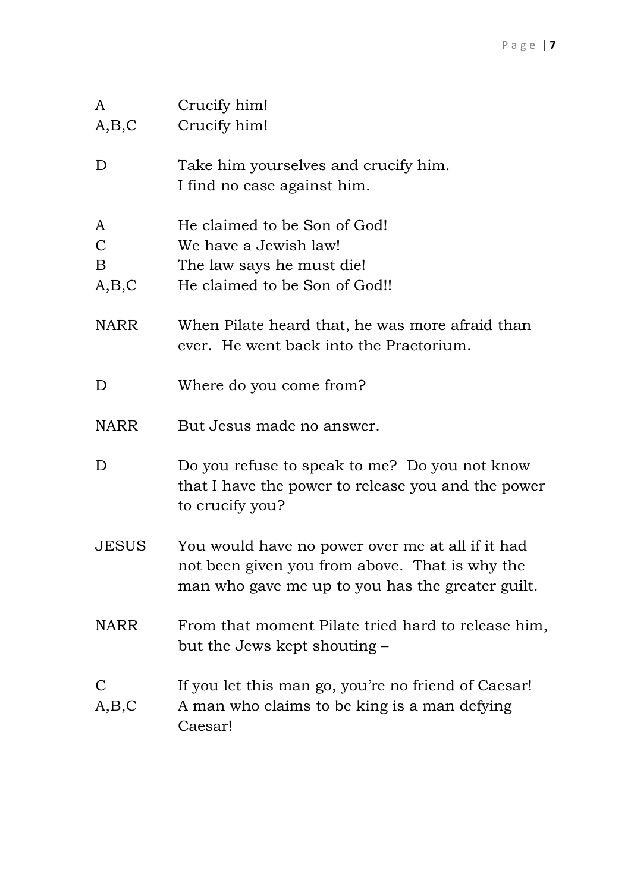A Crucify him!
A,B,C Crucify him!

D Take him yourselves and crucify him.
I find no case against him.

A He claimed to be Son of God!
C We have a Jewish law!
B The law says he must die!
A,B,C He claimed to be Son of God!!

NARR When Pilate heard that, he was more afraid than ever. He went back into the Praetorium.

D Where do you come from?

NARR But Jesus made no answer.

D Do you refuse to speak to me? Do you not know that I have the power to release you and the power to crucify you?

JESUS You would have no power over me at all if it had not been given you from above. That is why the man who gave me up to you has the greater guilt.

NARR From that moment Pilate tried hard to release him, but the Jews kept shouting –

C If you let this man go, you're no friend of Caesar!
A,B,C A man who claims to be king is a man defying Caesar!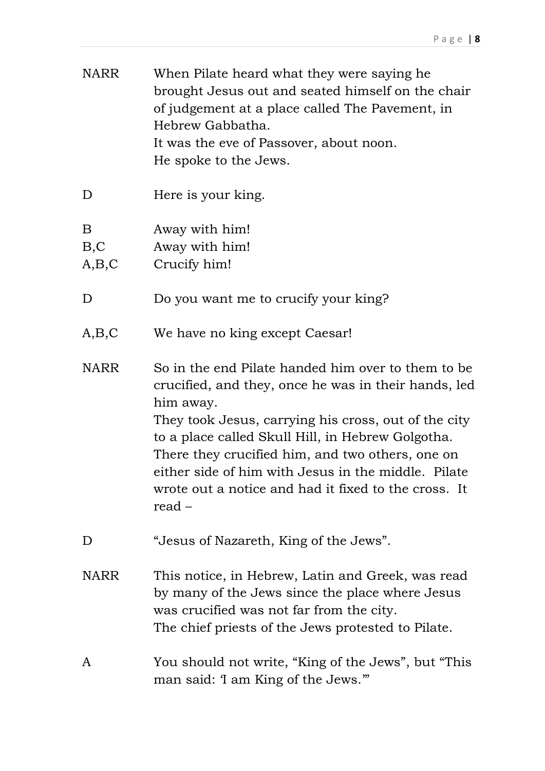NARR When Pilate heard what they were saying he brought Jesus out and seated himself on the chair of judgement at a place called The Pavement, in Hebrew Gabbatha.
It was the eve of Passover, about noon.
He spoke to the Jews.

D Here is your king.

B Away with him!
B,C Away with him!
A,B,C Crucify him!

D Do you want me to crucify your king?

A,B,C We have no king except Caesar!

NARR So in the end Pilate handed him over to them to be crucified, and they, once he was in their hands, led him away.
They took Jesus, carrying his cross, out of the city to a place called Skull Hill, in Hebrew Golgotha. There they crucified him, and two others, one on either side of him with Jesus in the middle. Pilate wrote out a notice and had it fixed to the cross. It read –

D "Jesus of Nazareth, King of the Jews".

NARR This notice, in Hebrew, Latin and Greek, was read by many of the Jews since the place where Jesus was crucified was not far from the city.
The chief priests of the Jews protested to Pilate.

A You should not write, "King of the Jews", but "This man said: 'I am King of the Jews.'"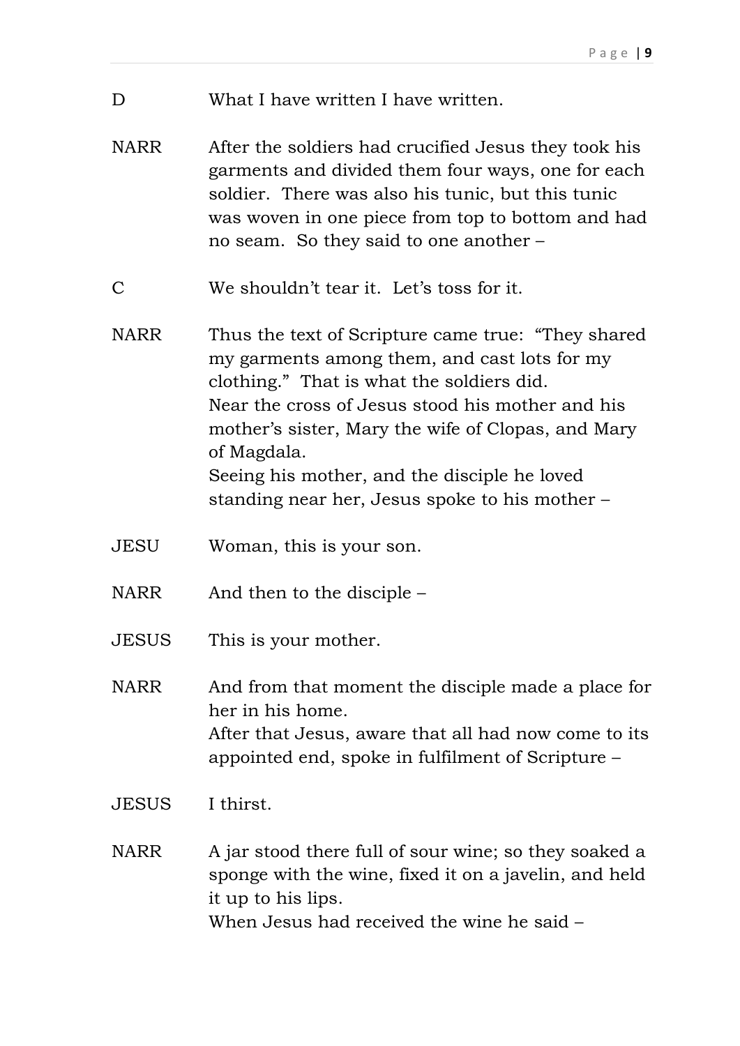D What I have written I have written.

NARR After the soldiers had crucified Jesus they took his garments and divided them four ways, one for each soldier. There was also his tunic, but this tunic was woven in one piece from top to bottom and had no seam. So they said to one another –

C We shouldn't tear it. Let's toss for it.

NARR Thus the text of Scripture came true: "They shared my garments among them, and cast lots for my clothing." That is what the soldiers did.
Near the cross of Jesus stood his mother and his mother's sister, Mary the wife of Clopas, and Mary of Magdala.
Seeing his mother, and the disciple he loved standing near her, Jesus spoke to his mother –

JESU Woman, this is your son.

NARR And then to the disciple –

JESUS This is your mother.

NARR And from that moment the disciple made a place for her in his home.
After that Jesus, aware that all had now come to its appointed end, spoke in fulfilment of Scripture –

JESUS I thirst.

NARR A jar stood there full of sour wine; so they soaked a sponge with the wine, fixed it on a javelin, and held it up to his lips.
When Jesus had received the wine he said –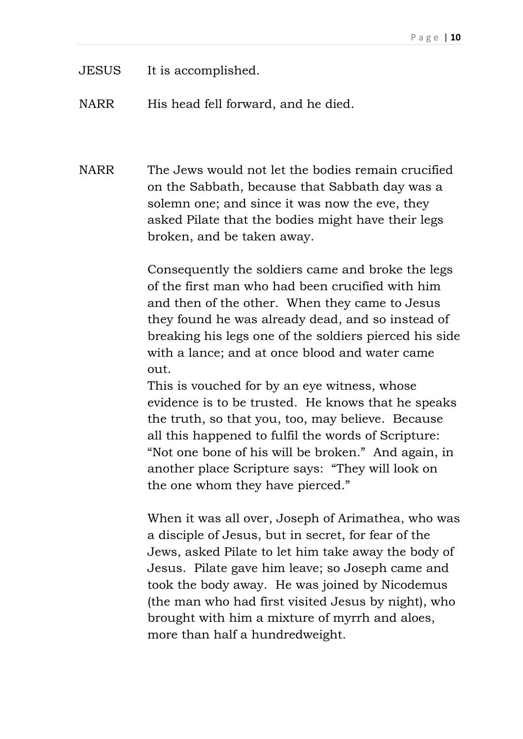JESUS It is accomplished.

NARR His head fell forward, and he died.

NARR The Jews would not let the bodies remain crucified on the Sabbath, because that Sabbath day was a solemn one; and since it was now the eve, they asked Pilate that the bodies might have their legs broken, and be taken away.

Consequently the soldiers came and broke the legs of the first man who had been crucified with him and then of the other. When they came to Jesus they found he was already dead, and so instead of breaking his legs one of the soldiers pierced his side with a lance; and at once blood and water came out.
This is vouched for by an eye witness, whose evidence is to be trusted. He knows that he speaks the truth, so that you, too, may believe. Because all this happened to fulfil the words of Scripture: "Not one bone of his will be broken." And again, in another place Scripture says: "They will look on the one whom they have pierced."

When it was all over, Joseph of Arimathea, who was a disciple of Jesus, but in secret, for fear of the Jews, asked Pilate to let him take away the body of Jesus. Pilate gave him leave; so Joseph came and took the body away. He was joined by Nicodemus (the man who had first visited Jesus by night), who brought with him a mixture of myrrh and aloes, more than half a hundredweight.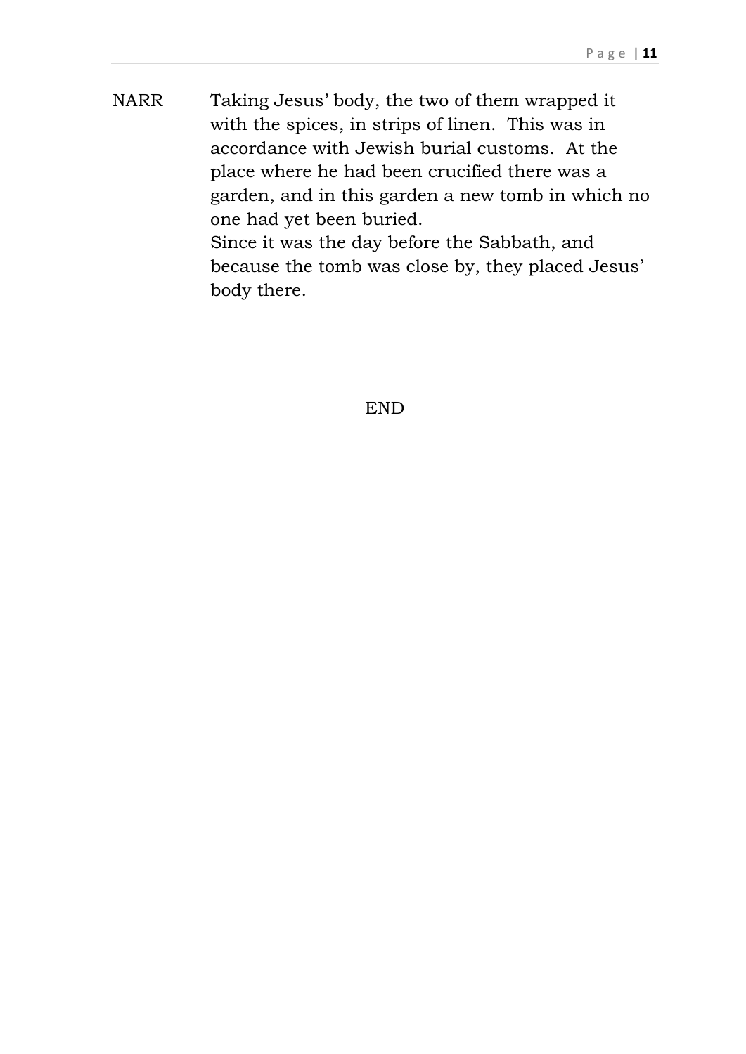NARR Taking Jesus' body, the two of them wrapped it with the spices, in strips of linen. This was in accordance with Jewish burial customs. At the place where he had been crucified there was a garden, and in this garden a new tomb in which no one had yet been buried.
Since it was the day before the Sabbath, and because the tomb was close by, they placed Jesus' body there.

END